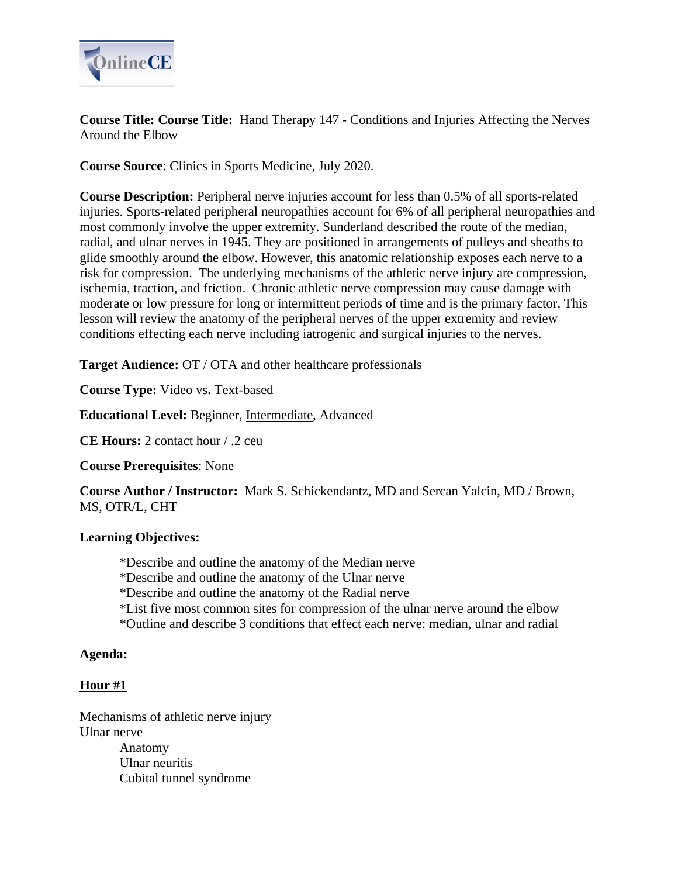OnlineCE

**Course Title: Course Title:** Hand Therapy 147 - Conditions and Injuries Affecting the Nerves Around the Elbow

**Course Source**: Clinics in Sports Medicine, July 2020.

**Course Description:** Peripheral nerve injuries account for less than 0.5% of all sports-related injuries. Sports-related peripheral neuropathies account for 6% of all peripheral neuropathies and most commonly involve the upper extremity. Sunderland described the route of the median, radial, and ulnar nerves in 1945. They are positioned in arrangements of pulleys and sheaths to glide smoothly around the elbow. However, this anatomic relationship exposes each nerve to a risk for compression. The underlying mechanisms of the athletic nerve injury are compression, ischemia, traction, and friction. Chronic athletic nerve compression may cause damage with moderate or low pressure for long or intermittent periods of time and is the primary factor. This lesson will review the anatomy of the peripheral nerves of the upper extremity and review conditions effecting each nerve including iatrogenic and surgical injuries to the nerves.

**Target Audience:** OT / OTA and other healthcare professionals

**Course Type:** <u>Video</u> vs**.** Text-based

**Educational Level:** Beginner, <u>Intermediate</u>, Advanced

**CE Hours:** 2 contact hour / .2 ceu

**Course Prerequisites**: None

**Course Author / Instructor:** Mark S. Schickendantz, MD and Sercan Yalcin, MD / Brown, MS, OTR/L, CHT

**Learning Objectives:**

*Describe and outline the anatomy of the Median nerve
*Describe and outline the anatomy of the Ulnar nerve
*Describe and outline the anatomy of the Radial nerve
*List five most common sites for compression of the ulnar nerve around the elbow
*Outline and describe 3 conditions that effect each nerve: median, ulnar and radial

**Agenda:**

**<u>Hour #1</u>**

Mechanisms of athletic nerve injury
Ulnar nerve
- Anatomy
- Ulnar neuritis
- Cubital tunnel syndrome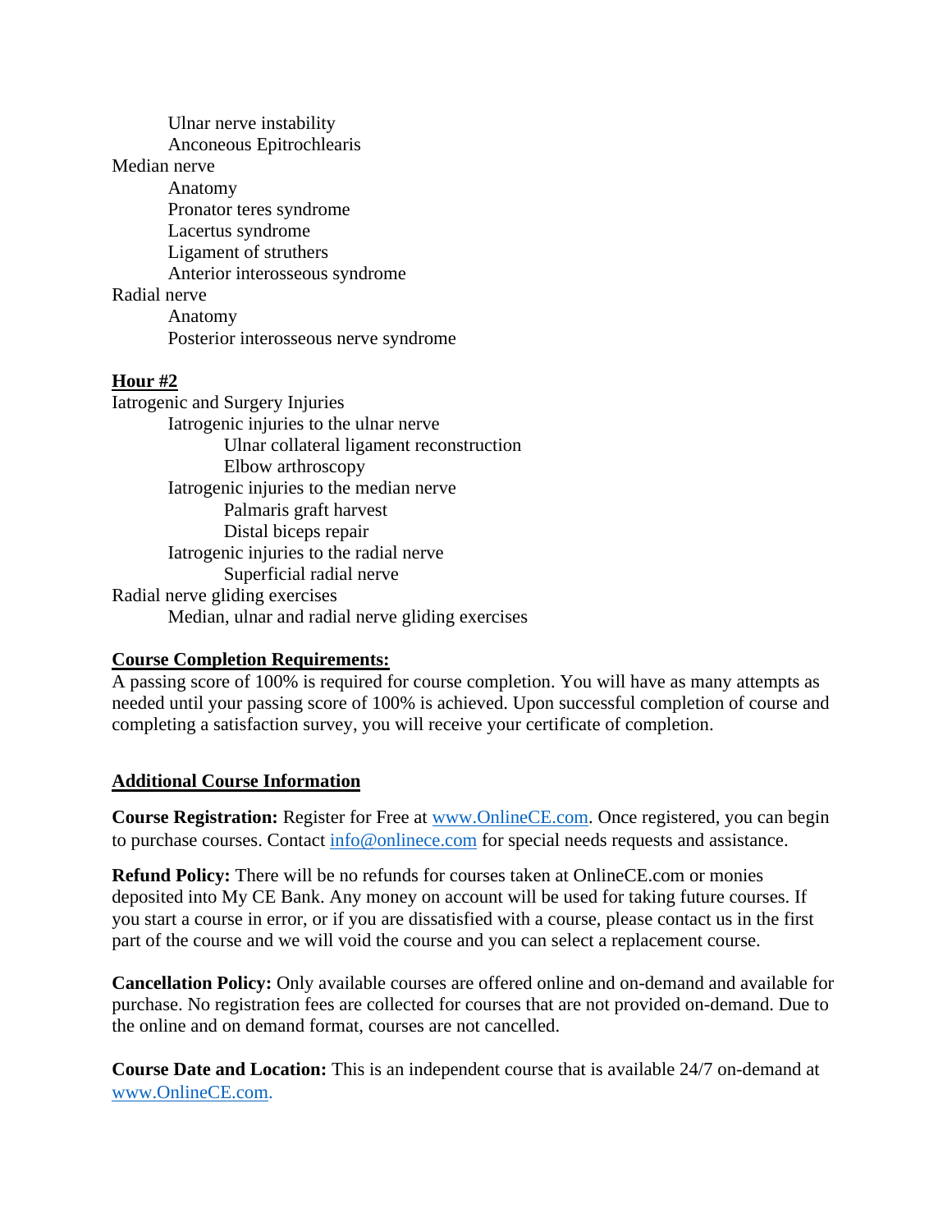- Ulnar nerve instability
- Anconeous Epitrochlearis

Median nerve

- Anatomy
- Pronator teres syndrome
- Lacertus syndrome
- Ligament of struthers
- Anterior interosseous syndrome

Radial nerve

- Anatomy
- Posterior interosseous nerve syndrome

**Hour #2**

Iatrogenic and Surgery Injuries

- Iatrogenic injuries to the ulnar nerve
  - Ulnar collateral ligament reconstruction
  - Elbow arthroscopy
- Iatrogenic injuries to the median nerve
  - Palmaris graft harvest
  - Distal biceps repair
- Iatrogenic injuries to the radial nerve
  - Superficial radial nerve

Radial nerve gliding exercises

- Median, ulnar and radial nerve gliding exercises

**Course Completion Requirements:**

A passing score of 100% is required for course completion. You will have as many attempts as needed until your passing score of 100% is achieved. Upon successful completion of course and completing a satisfaction survey, you will receive your certificate of completion.

**Additional Course Information**

**Course Registration:** Register for Free at www.OnlineCE.com. Once registered, you can begin to purchase courses. Contact info@onlinece.com for special needs requests and assistance.

**Refund Policy:** There will be no refunds for courses taken at OnlineCE.com or monies deposited into My CE Bank. Any money on account will be used for taking future courses. If you start a course in error, or if you are dissatisfied with a course, please contact us in the first part of the course and we will void the course and you can select a replacement course.

**Cancellation Policy:** Only available courses are offered online and on-demand and available for purchase. No registration fees are collected for courses that are not provided on-demand. Due to the online and on demand format, courses are not cancelled.

**Course Date and Location:** This is an independent course that is available 24/7 on-demand at www.OnlineCE.com.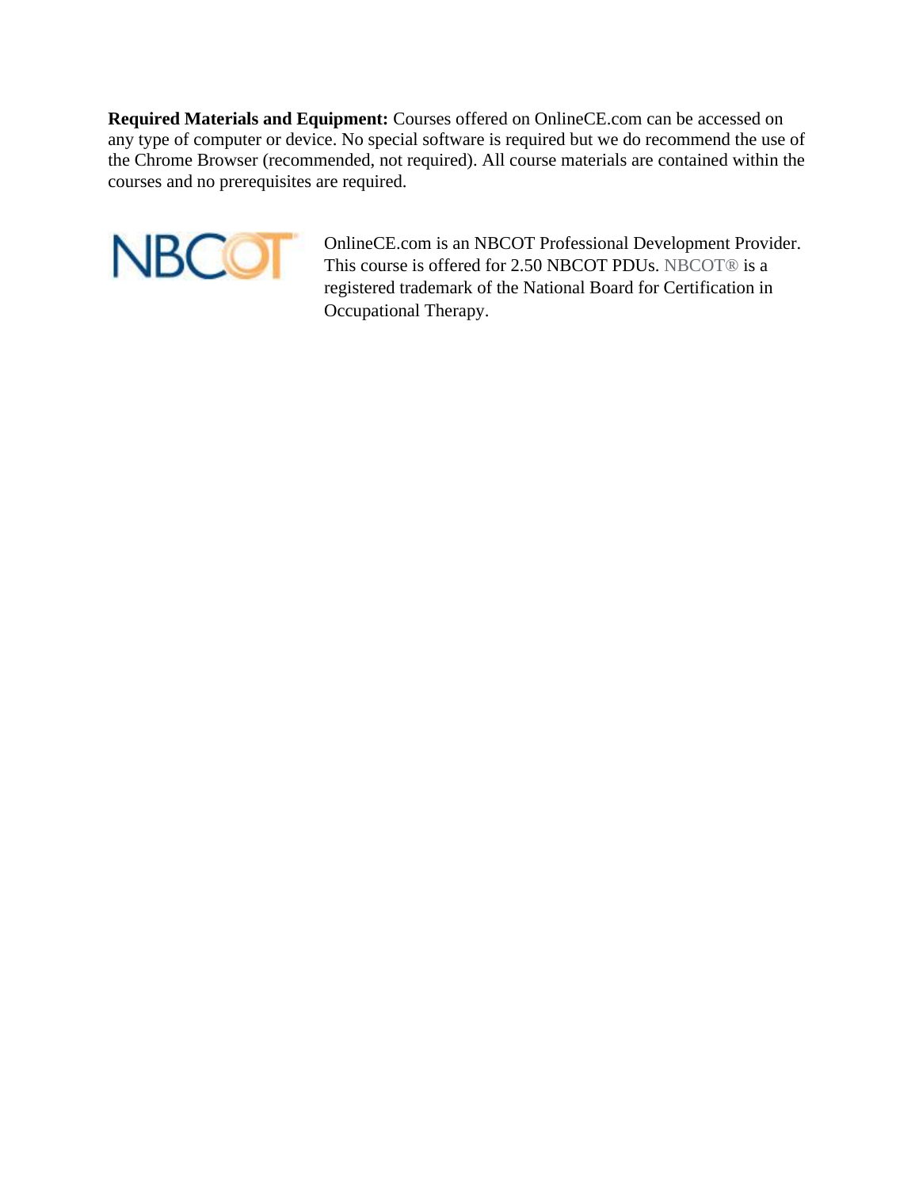**Required Materials and Equipment:** Courses offered on OnlineCE.com can be accessed on any type of computer or device. No special software is required but we do recommend the use of the Chrome Browser (recommended, not required). All course materials are contained within the courses and no prerequisites are required.

OnlineCE.com is an NBCOT Professional Development Provider. This course is offered for 2.50 NBCOT PDUs. NBCOT® is a registered trademark of the National Board for Certification in Occupational Therapy.